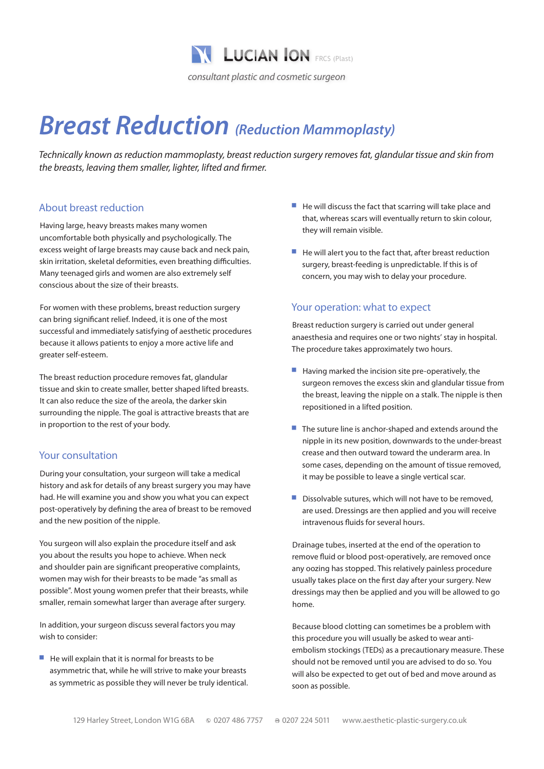**LUCIAN ION** FRCS (Plast)

*consultant plastic and cosmetic surgeon*

# *Breast Reduction* *(Reduction Mammoplasty)*

*Technically known as reduction mammoplasty, breast reduction surgery removes fat, glandular tissue and skin from the breasts, leaving them smaller, lighter, lifted and firmer.*

## About breast reduction

Having large, heavy breasts makes many women uncomfortable both physically and psychologically. The excess weight of large breasts may cause back and neck pain, skin irritation, skeletal deformities, even breathing difficulties. Many teenaged girls and women are also extremely self conscious about the size of their breasts.

For women with these problems, breast reduction surgery can bring significant relief. Indeed, it is one of the most successful and immediately satisfying of aesthetic procedures because it allows patients to enjoy a more active life and greater self-esteem.

The breast reduction procedure removes fat, glandular tissue and skin to create smaller, better shaped lifted breasts. It can also reduce the size of the areola, the darker skin surrounding the nipple. The goal is attractive breasts that are in proportion to the rest of your body.

## Your consultation

During your consultation, your surgeon will take a medical history and ask for details of any breast surgery you may have had. He will examine you and show you what you can expect post-operatively by defining the area of breast to be removed and the new position of the nipple.

You surgeon will also explain the procedure itself and ask you about the results you hope to achieve. When neck and shoulder pain are significant preoperative complaints, women may wish for their breasts to be made "as small as possible". Most young women prefer that their breasts, while smaller, remain somewhat larger than average after surgery.

In addition, your surgeon discuss several factors you may wish to consider:

- He will explain that it is normal for breasts to be asymmetric that, while he will strive to make your breasts as symmetric as possible they will never be truly identical.
- He will discuss the fact that scarring will take place and that, whereas scars will eventually return to skin colour, they will remain visible.
- He will alert you to the fact that, after breast reduction surgery, breast-feeding is unpredictable. If this is of concern, you may wish to delay your procedure.

## Your operation: what to expect

Breast reduction surgery is carried out under general anaesthesia and requires one or two nights' stay in hospital. The procedure takes approximately two hours.

- Having marked the incision site pre-operatively, the surgeon removes the excess skin and glandular tissue from the breast, leaving the nipple on a stalk. The nipple is then repositioned in a lifted position.
- The suture line is anchor-shaped and extends around the nipple in its new position, downwards to the under-breast crease and then outward toward the underarm area. In some cases, depending on the amount of tissue removed, it may be possible to leave a single vertical scar.
- Dissolvable sutures, which will not have to be removed, are used. Dressings are then applied and you will receive intravenous fluids for several hours.

Drainage tubes, inserted at the end of the operation to remove fluid or blood post-operatively, are removed once any oozing has stopped. This relatively painless procedure usually takes place on the first day after your surgery. New dressings may then be applied and you will be allowed to go home.

Because blood clotting can sometimes be a problem with this procedure you will usually be asked to wear anti-embolism stockings (TEDs) as a precautionary measure. These should not be removed until you are advised to do so. You will also be expected to get out of bed and move around as soon as possible.

129 Harley Street, London W1G 6BA © 0207 486 7757 ☎ 0207 224 5011 www.aesthetic-plastic-surgery.co.uk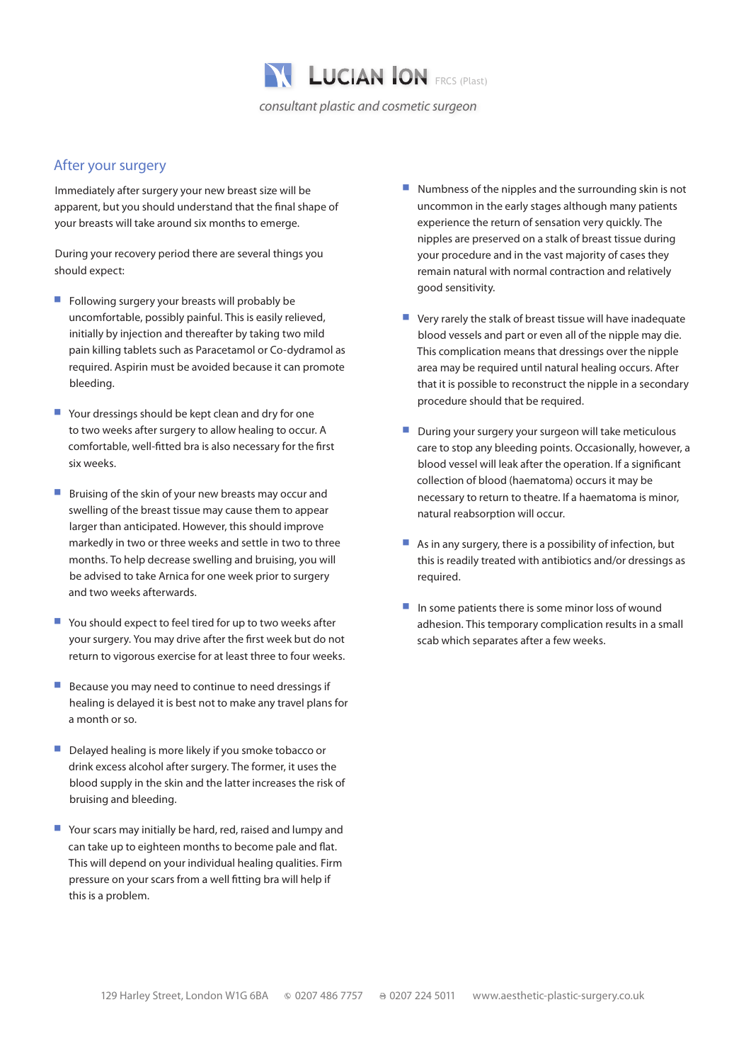## After your surgery

Immediately after surgery your new breast size will be apparent, but you should understand that the final shape of your breasts will take around six months to emerge.

During your recovery period there are several things you should expect:

- Following surgery your breasts will probably be uncomfortable, possibly painful. This is easily relieved, initially by injection and thereafter by taking two mild pain killing tablets such as Paracetamol or Co-dydramol as required. Aspirin must be avoided because it can promote bleeding.
- Your dressings should be kept clean and dry for one to two weeks after surgery to allow healing to occur. A comfortable, well-fitted bra is also necessary for the first six weeks.
- Bruising of the skin of your new breasts may occur and swelling of the breast tissue may cause them to appear larger than anticipated. However, this should improve markedly in two or three weeks and settle in two to three months. To help decrease swelling and bruising, you will be advised to take Arnica for one week prior to surgery and two weeks afterwards.
- You should expect to feel tired for up to two weeks after your surgery. You may drive after the first week but do not return to vigorous exercise for at least three to four weeks.
- Because you may need to continue to need dressings if healing is delayed it is best not to make any travel plans for a month or so.
- Delayed healing is more likely if you smoke tobacco or drink excess alcohol after surgery. The former, it uses the blood supply in the skin and the latter increases the risk of bruising and bleeding.
- Your scars may initially be hard, red, raised and lumpy and can take up to eighteen months to become pale and flat. This will depend on your individual healing qualities. Firm pressure on your scars from a well fitting bra will help if this is a problem.
- Numbness of the nipples and the surrounding skin is not uncommon in the early stages although many patients experience the return of sensation very quickly. The nipples are preserved on a stalk of breast tissue during your procedure and in the vast majority of cases they remain natural with normal contraction and relatively good sensitivity.
- Very rarely the stalk of breast tissue will have inadequate blood vessels and part or even all of the nipple may die. This complication means that dressings over the nipple area may be required until natural healing occurs. After that it is possible to reconstruct the nipple in a secondary procedure should that be required.
- During your surgery your surgeon will take meticulous care to stop any bleeding points. Occasionally, however, a blood vessel will leak after the operation. If a significant collection of blood (haematoma) occurs it may be necessary to return to theatre. If a haematoma is minor, natural reabsorption will occur.
- As in any surgery, there is a possibility of infection, but this is readily treated with antibiotics and/or dressings as required.
- In some patients there is some minor loss of wound adhesion. This temporary complication results in a small scab which separates after a few weeks.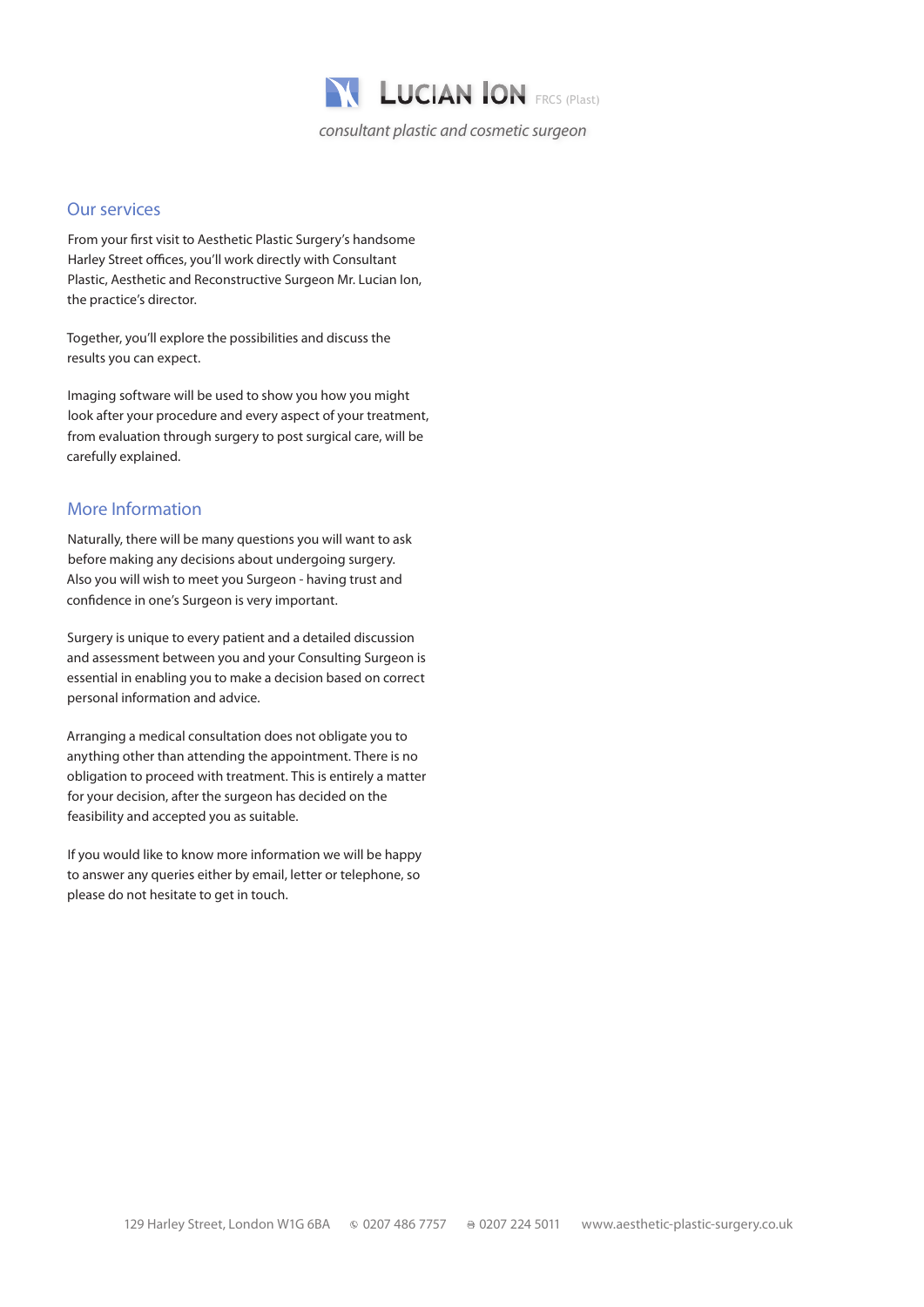# LUCIAN ION FRCS (Plast)

*consultant plastic and cosmetic surgeon*

## Our services

From your first visit to Aesthetic Plastic Surgery's handsome Harley Street offices, you'll work directly with Consultant Plastic, Aesthetic and Reconstructive Surgeon Mr. Lucian Ion, the practice's director.

Together, you'll explore the possibilities and discuss the results you can expect.

Imaging software will be used to show you how you might look after your procedure and every aspect of your treatment, from evaluation through surgery to post surgical care, will be carefully explained.

## More Information

Naturally, there will be many questions you will want to ask before making any decisions about undergoing surgery. Also you will wish to meet you Surgeon - having trust and confidence in one's Surgeon is very important.

Surgery is unique to every patient and a detailed discussion and assessment between you and your Consulting Surgeon is essential in enabling you to make a decision based on correct personal information and advice.

Arranging a medical consultation does not obligate you to anything other than attending the appointment. There is no obligation to proceed with treatment. This is entirely a matter for your decision, after the surgeon has decided on the feasibility and accepted you as suitable.

If you would like to know more information we will be happy to answer any queries either by email, letter or telephone, so please do not hesitate to get in touch.

129 Harley Street, London W1G 6BA   ✆ 0207 486 7757   ⎙ 0207 224 5011   www.aesthetic-plastic-surgery.co.uk